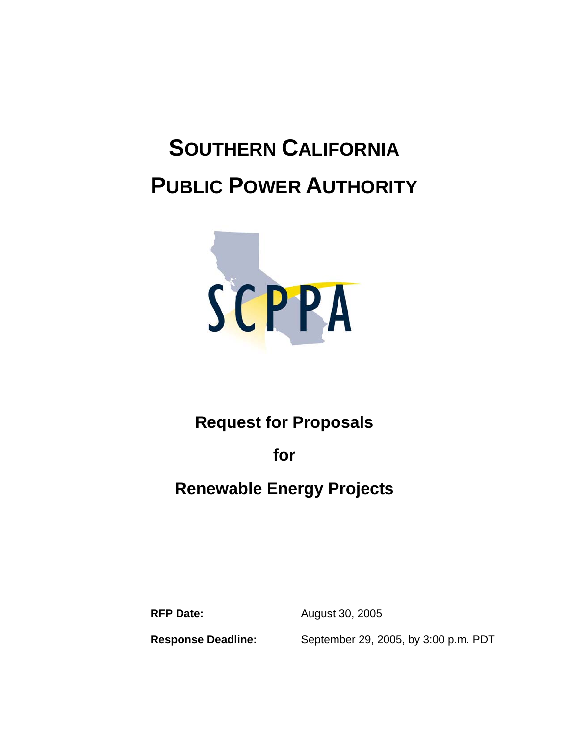# SOUTHERN CALIFORNIA PUBLIC POWER AUTHORITY

## Request for Proposals

## for

## Renewable Energy Projects

**RFP Date:** August 30, 2005

**Response Deadline:** September 29, 2005, by 3:00 p.m. PDT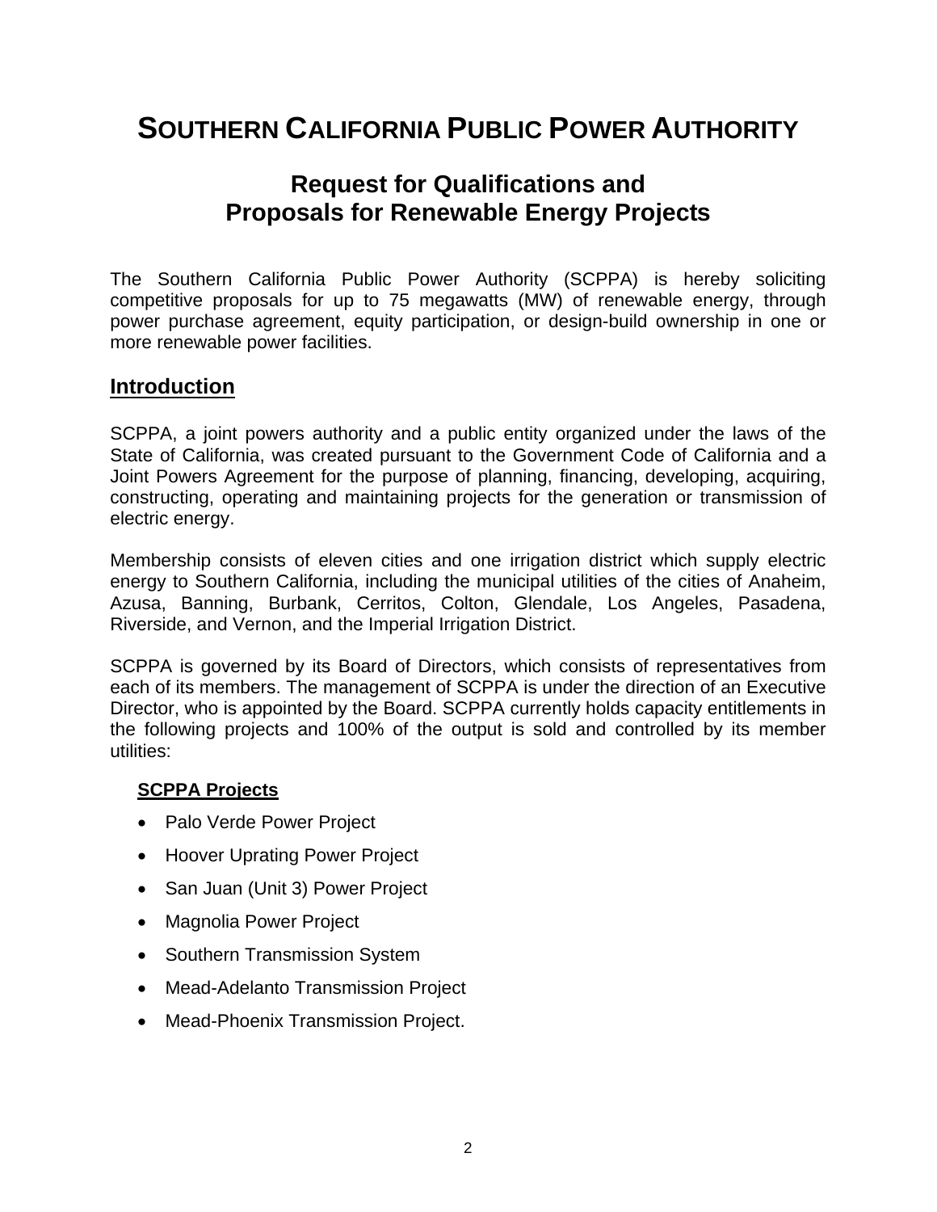# SOUTHERN CALIFORNIA PUBLIC POWER AUTHORITY

## Request for Qualifications and Proposals for Renewable Energy Projects

The Southern California Public Power Authority (SCPPA) is hereby soliciting competitive proposals for up to 75 megawatts (MW) of renewable energy, through power purchase agreement, equity participation, or design-build ownership in one or more renewable power facilities.

## Introduction

SCPPA, a joint powers authority and a public entity organized under the laws of the State of California, was created pursuant to the Government Code of California and a Joint Powers Agreement for the purpose of planning, financing, developing, acquiring, constructing, operating and maintaining projects for the generation or transmission of electric energy.

Membership consists of eleven cities and one irrigation district which supply electric energy to Southern California, including the municipal utilities of the cities of Anaheim, Azusa, Banning, Burbank, Cerritos, Colton, Glendale, Los Angeles, Pasadena, Riverside, and Vernon, and the Imperial Irrigation District.

SCPPA is governed by its Board of Directors, which consists of representatives from each of its members. The management of SCPPA is under the direction of an Executive Director, who is appointed by the Board. SCPPA currently holds capacity entitlements in the following projects and 100% of the output is sold and controlled by its member utilities:

### SCPPA Projects

- Palo Verde Power Project
- Hoover Uprating Power Project
- San Juan (Unit 3) Power Project
- Magnolia Power Project
- Southern Transmission System
- Mead-Adelanto Transmission Project
- Mead-Phoenix Transmission Project.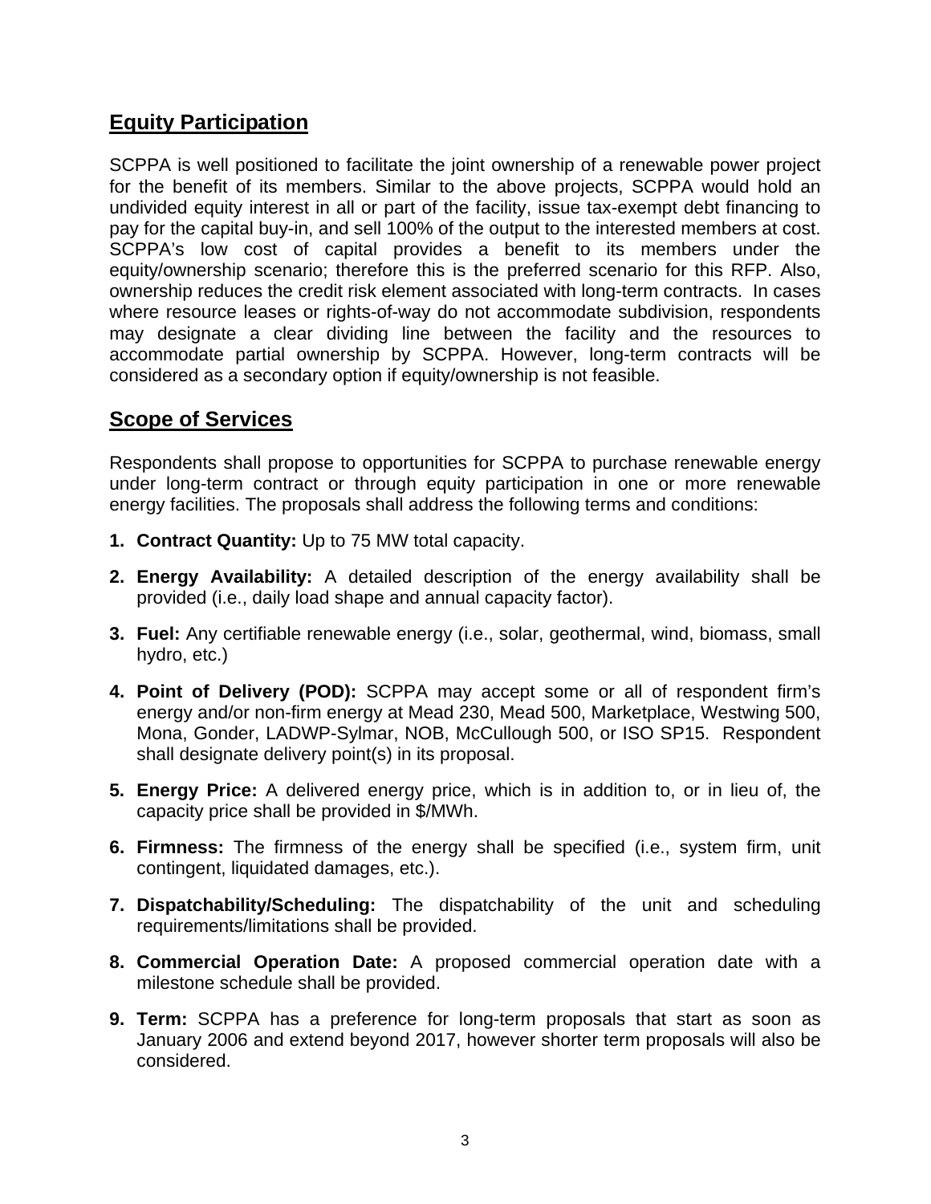## Equity Participation

SCPPA is well positioned to facilitate the joint ownership of a renewable power project for the benefit of its members. Similar to the above projects, SCPPA would hold an undivided equity interest in all or part of the facility, issue tax-exempt debt financing to pay for the capital buy-in, and sell 100% of the output to the interested members at cost. SCPPA's low cost of capital provides a benefit to its members under the equity/ownership scenario; therefore this is the preferred scenario for this RFP. Also, ownership reduces the credit risk element associated with long-term contracts. In cases where resource leases or rights-of-way do not accommodate subdivision, respondents may designate a clear dividing line between the facility and the resources to accommodate partial ownership by SCPPA. However, long-term contracts will be considered as a secondary option if equity/ownership is not feasible.

## Scope of Services

Respondents shall propose to opportunities for SCPPA to purchase renewable energy under long-term contract or through equity participation in one or more renewable energy facilities. The proposals shall address the following terms and conditions:

1. **Contract Quantity:** Up to 75 MW total capacity.
2. **Energy Availability:** A detailed description of the energy availability shall be provided (i.e., daily load shape and annual capacity factor).
3. **Fuel:** Any certifiable renewable energy (i.e., solar, geothermal, wind, biomass, small hydro, etc.)
4. **Point of Delivery (POD):** SCPPA may accept some or all of respondent firm's energy and/or non-firm energy at Mead 230, Mead 500, Marketplace, Westwing 500, Mona, Gonder, LADWP-Sylmar, NOB, McCullough 500, or ISO SP15. Respondent shall designate delivery point(s) in its proposal.
5. **Energy Price:** A delivered energy price, which is in addition to, or in lieu of, the capacity price shall be provided in $/MWh.
6. **Firmness:** The firmness of the energy shall be specified (i.e., system firm, unit contingent, liquidated damages, etc.).
7. **Dispatchability/Scheduling:** The dispatchability of the unit and scheduling requirements/limitations shall be provided.
8. **Commercial Operation Date:** A proposed commercial operation date with a milestone schedule shall be provided.
9. **Term:** SCPPA has a preference for long-term proposals that start as soon as January 2006 and extend beyond 2017, however shorter term proposals will also be considered.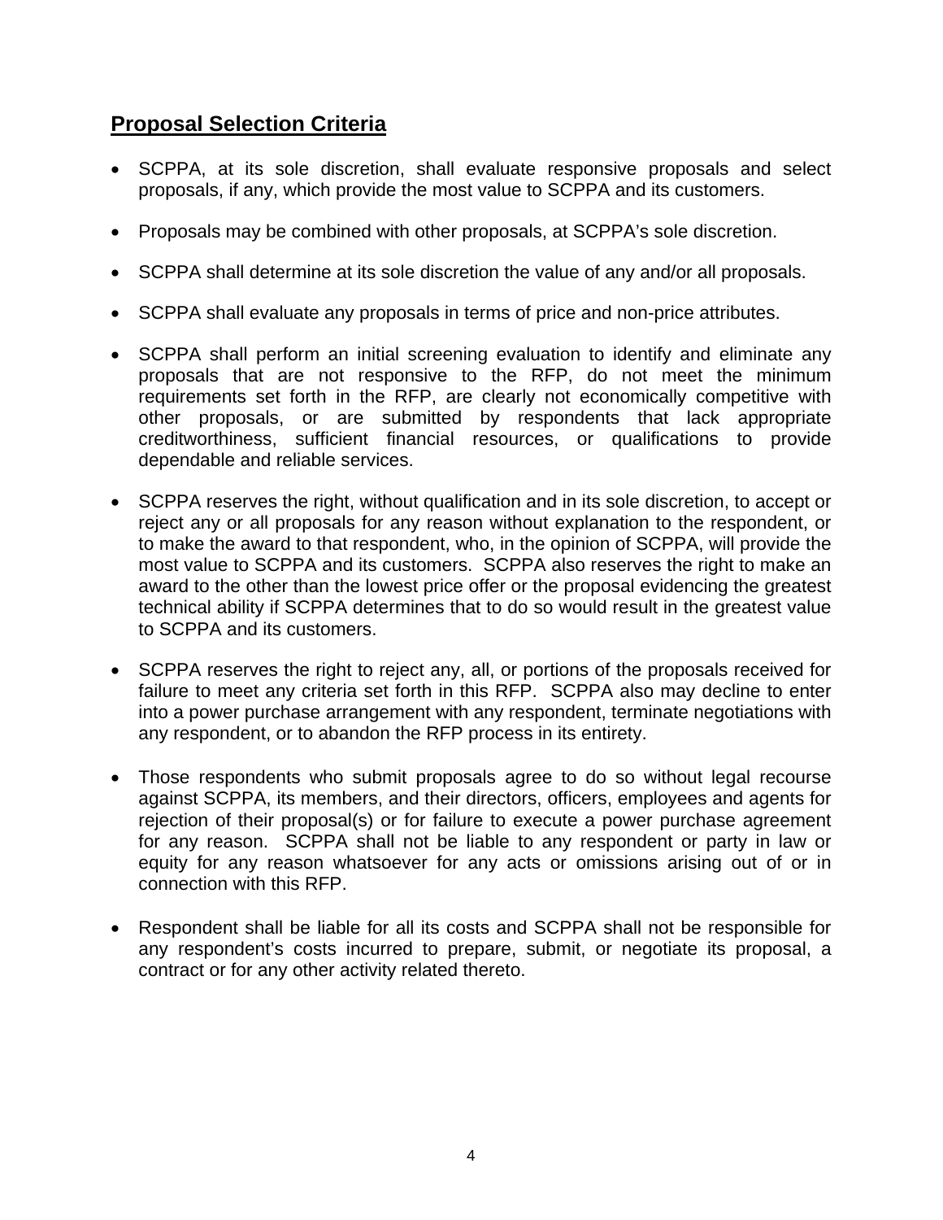## Proposal Selection Criteria

- SCPPA, at its sole discretion, shall evaluate responsive proposals and select proposals, if any, which provide the most value to SCPPA and its customers.
- Proposals may be combined with other proposals, at SCPPA's sole discretion.
- SCPPA shall determine at its sole discretion the value of any and/or all proposals.
- SCPPA shall evaluate any proposals in terms of price and non-price attributes.
- SCPPA shall perform an initial screening evaluation to identify and eliminate any proposals that are not responsive to the RFP, do not meet the minimum requirements set forth in the RFP, are clearly not economically competitive with other proposals, or are submitted by respondents that lack appropriate creditworthiness, sufficient financial resources, or qualifications to provide dependable and reliable services.
- SCPPA reserves the right, without qualification and in its sole discretion, to accept or reject any or all proposals for any reason without explanation to the respondent, or to make the award to that respondent, who, in the opinion of SCPPA, will provide the most value to SCPPA and its customers. SCPPA also reserves the right to make an award to the other than the lowest price offer or the proposal evidencing the greatest technical ability if SCPPA determines that to do so would result in the greatest value to SCPPA and its customers.
- SCPPA reserves the right to reject any, all, or portions of the proposals received for failure to meet any criteria set forth in this RFP. SCPPA also may decline to enter into a power purchase arrangement with any respondent, terminate negotiations with any respondent, or to abandon the RFP process in its entirety.
- Those respondents who submit proposals agree to do so without legal recourse against SCPPA, its members, and their directors, officers, employees and agents for rejection of their proposal(s) or for failure to execute a power purchase agreement for any reason. SCPPA shall not be liable to any respondent or party in law or equity for any reason whatsoever for any acts or omissions arising out of or in connection with this RFP.
- Respondent shall be liable for all its costs and SCPPA shall not be responsible for any respondent's costs incurred to prepare, submit, or negotiate its proposal, a contract or for any other activity related thereto.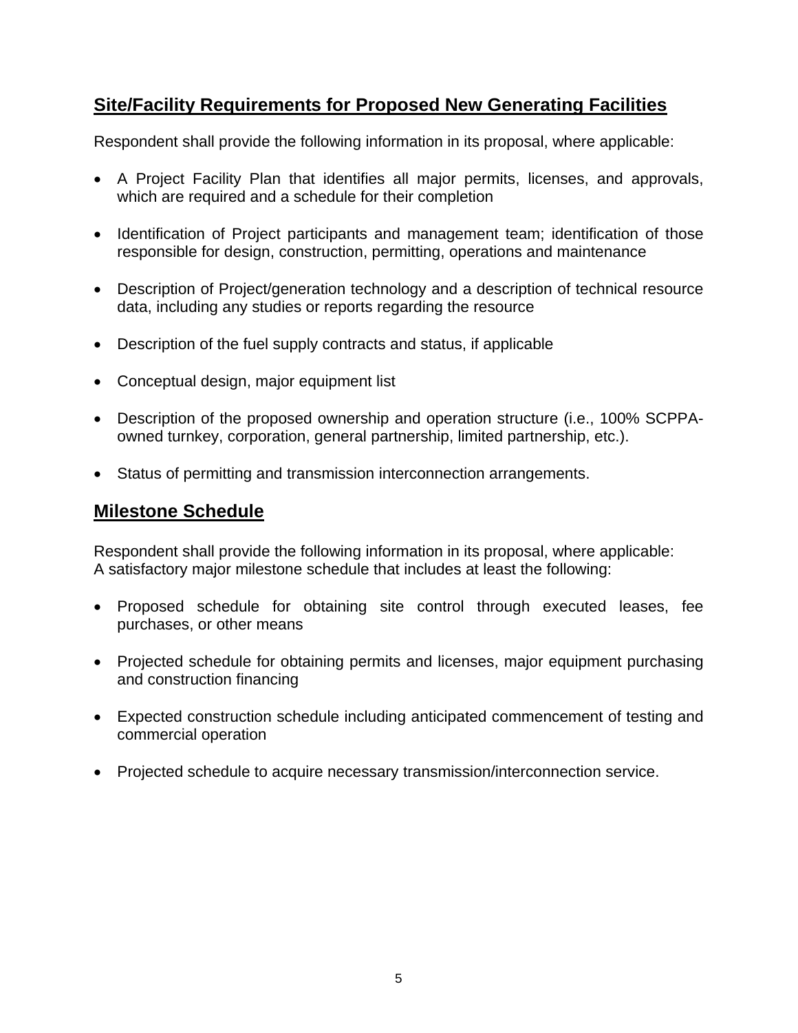## Site/Facility Requirements for Proposed New Generating Facilities

Respondent shall provide the following information in its proposal, where applicable:

- A Project Facility Plan that identifies all major permits, licenses, and approvals, which are required and a schedule for their completion
- Identification of Project participants and management team; identification of those responsible for design, construction, permitting, operations and maintenance
- Description of Project/generation technology and a description of technical resource data, including any studies or reports regarding the resource
- Description of the fuel supply contracts and status, if applicable
- Conceptual design, major equipment list
- Description of the proposed ownership and operation structure (i.e., 100% SCPPA-owned turnkey, corporation, general partnership, limited partnership, etc.).
- Status of permitting and transmission interconnection arrangements.

## Milestone Schedule

Respondent shall provide the following information in its proposal, where applicable:
A satisfactory major milestone schedule that includes at least the following:

- Proposed schedule for obtaining site control through executed leases, fee purchases, or other means
- Projected schedule for obtaining permits and licenses, major equipment purchasing and construction financing
- Expected construction schedule including anticipated commencement of testing and commercial operation
- Projected schedule to acquire necessary transmission/interconnection service.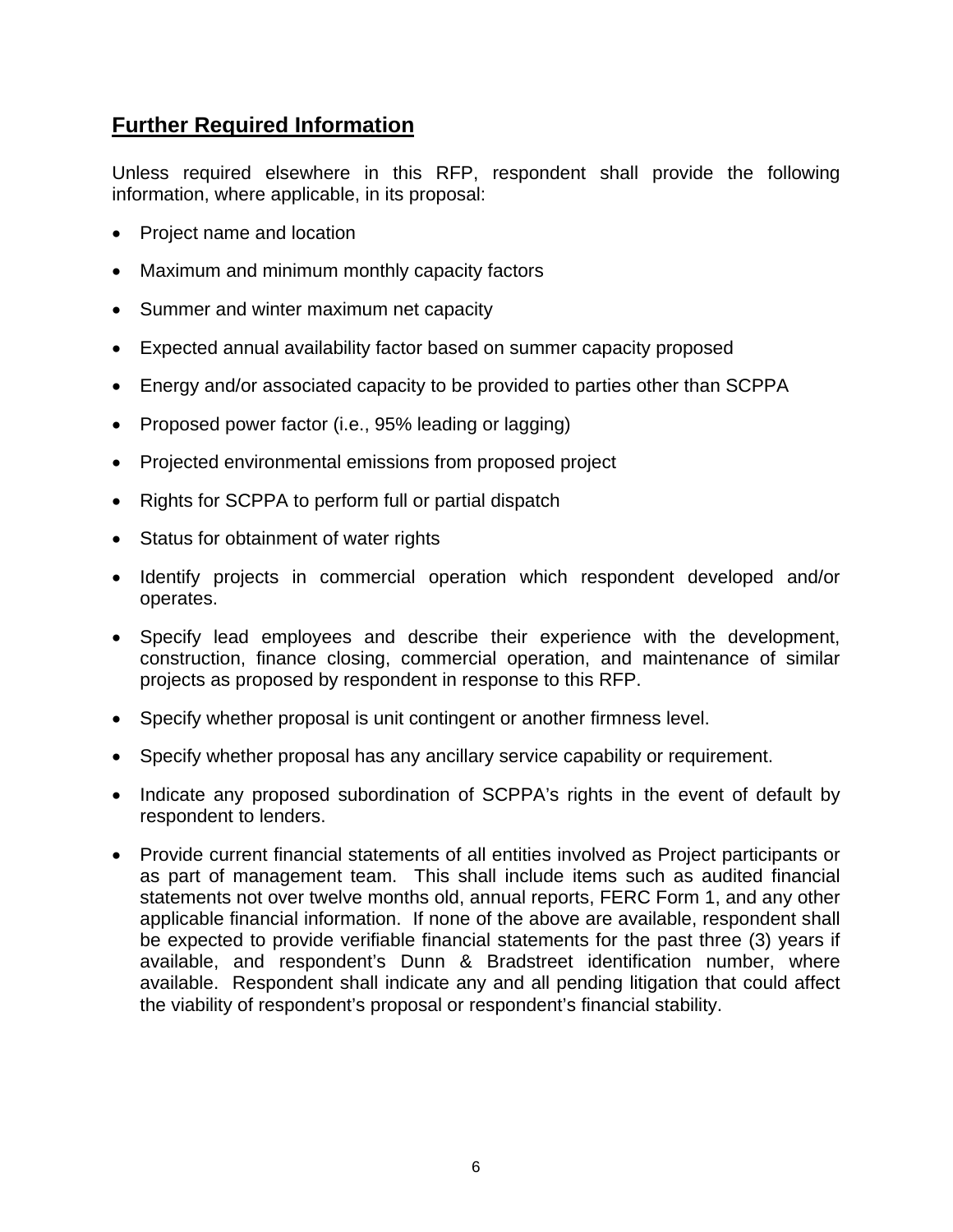## Further Required Information

Unless required elsewhere in this RFP, respondent shall provide the following information, where applicable, in its proposal:

- Project name and location
- Maximum and minimum monthly capacity factors
- Summer and winter maximum net capacity
- Expected annual availability factor based on summer capacity proposed
- Energy and/or associated capacity to be provided to parties other than SCPPA
- Proposed power factor (i.e., 95% leading or lagging)
- Projected environmental emissions from proposed project
- Rights for SCPPA to perform full or partial dispatch
- Status for obtainment of water rights
- Identify projects in commercial operation which respondent developed and/or operates.
- Specify lead employees and describe their experience with the development, construction, finance closing, commercial operation, and maintenance of similar projects as proposed by respondent in response to this RFP.
- Specify whether proposal is unit contingent or another firmness level.
- Specify whether proposal has any ancillary service capability or requirement.
- Indicate any proposed subordination of SCPPA's rights in the event of default by respondent to lenders.
- Provide current financial statements of all entities involved as Project participants or as part of management team. This shall include items such as audited financial statements not over twelve months old, annual reports, FERC Form 1, and any other applicable financial information. If none of the above are available, respondent shall be expected to provide verifiable financial statements for the past three (3) years if available, and respondent's Dunn & Bradstreet identification number, where available. Respondent shall indicate any and all pending litigation that could affect the viability of respondent's proposal or respondent's financial stability.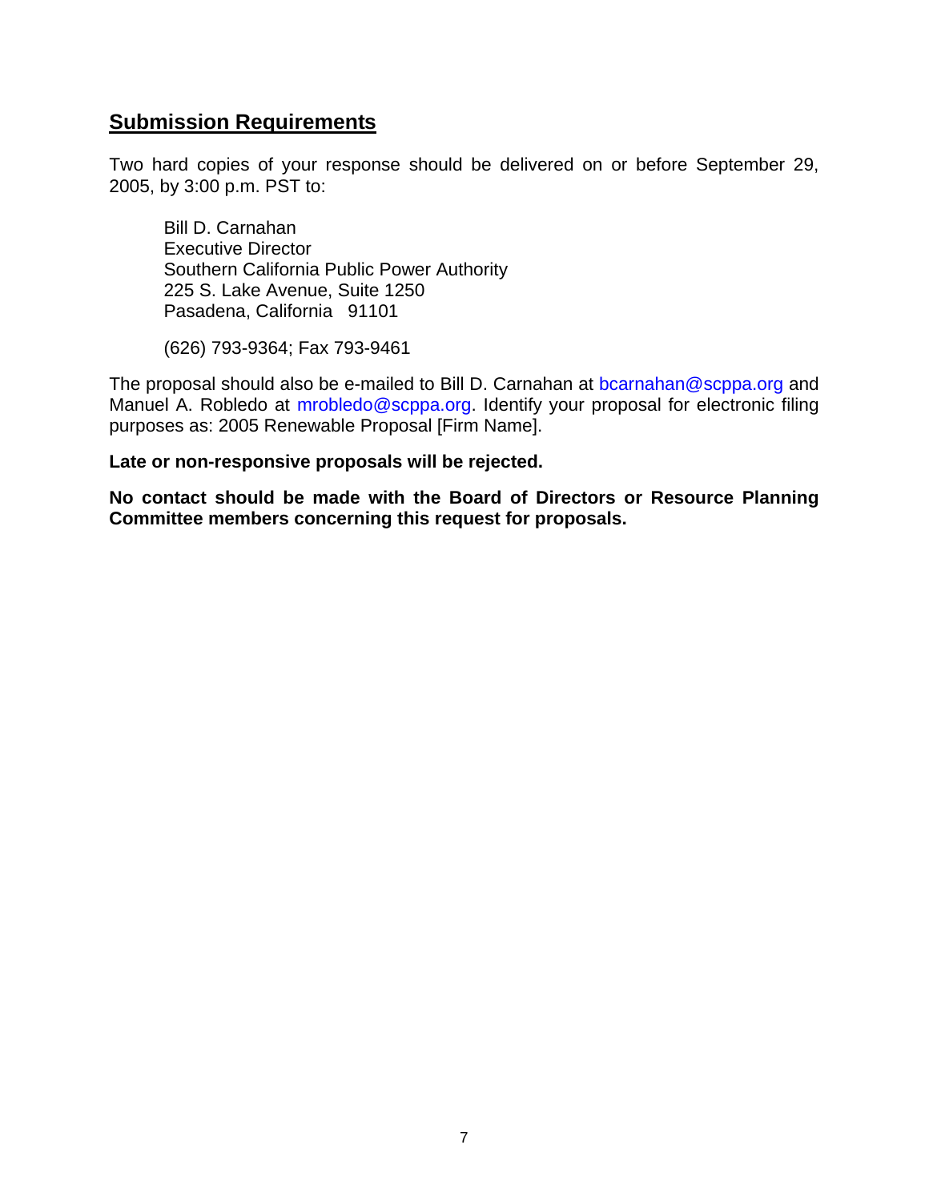## Submission Requirements

Two hard copies of your response should be delivered on or before September 29, 2005, by 3:00 p.m. PST to:

Bill D. Carnahan
Executive Director
Southern California Public Power Authority
225 S. Lake Avenue, Suite 1250
Pasadena, California 91101

(626) 793-9364; Fax 793-9461

The proposal should also be e-mailed to Bill D. Carnahan at bcarnahan@scppa.org and Manuel A. Robledo at mrobledo@scppa.org. Identify your proposal for electronic filing purposes as: 2005 Renewable Proposal [Firm Name].

**Late or non-responsive proposals will be rejected.**

**No contact should be made with the Board of Directors or Resource Planning Committee members concerning this request for proposals.**